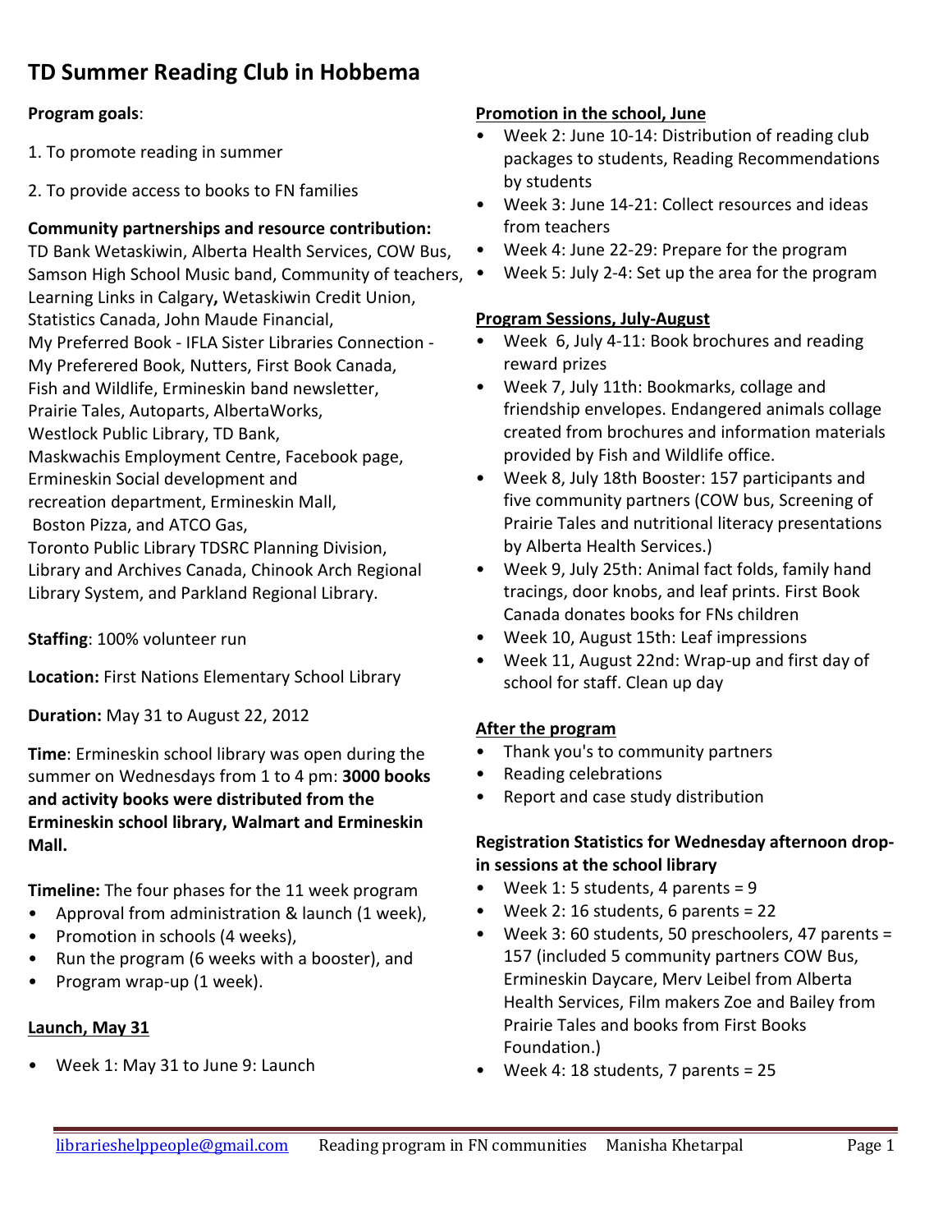# TD Summer Reading Club in Hobbema

**Program goals**:

1. To promote reading in summer

2. To provide access to books to FN families

**Community partnerships and resource contribution:** TD Bank Wetaskiwin, Alberta Health Services, COW Bus, Samson High School Music band, Community of teachers, Learning Links in Calgary**,** Wetaskiwin Credit Union, Statistics Canada, John Maude Financial, My Preferred Book - IFLA Sister Libraries Connection - My Preferered Book, Nutters, First Book Canada, Fish and Wildlife, Ermineskin band newsletter, Prairie Tales, Autoparts, AlbertaWorks, Westlock Public Library, TD Bank, Maskwachis Employment Centre, Facebook page, Ermineskin Social development and recreation department, Ermineskin Mall, Boston Pizza, and ATCO Gas, Toronto Public Library TDSRC Planning Division, Library and Archives Canada, Chinook Arch Regional Library System, and Parkland Regional Library.

**Staffing**: 100% volunteer run

**Location:** First Nations Elementary School Library

**Duration:** May 31 to August 22, 2012

**Time**: Ermineskin school library was open during the summer on Wednesdays from 1 to 4 pm: **3000 books and activity books were distributed from the Ermineskin school library, Walmart and Ermineskin Mall.**

**Timeline:** The four phases for the 11 week program

- Approval from administration & launch (1 week),
- Promotion in schools (4 weeks),
- Run the program (6 weeks with a booster), and
- Program wrap-up (1 week).

**Launch, May 31**

- Week 1: May 31 to June 9: Launch

**Promotion in the school, June**

- Week 2: June 10-14: Distribution of reading club packages to students, Reading Recommendations by students
- Week 3: June 14-21: Collect resources and ideas from teachers
- Week 4: June 22-29: Prepare for the program
- Week 5: July 2-4: Set up the area for the program

**Program Sessions, July-August**

- Week 6, July 4-11: Book brochures and reading reward prizes
- Week 7, July 11th: Bookmarks, collage and friendship envelopes. Endangered animals collage created from brochures and information materials provided by Fish and Wildlife office.
- Week 8, July 18th Booster: 157 participants and five community partners (COW bus, Screening of Prairie Tales and nutritional literacy presentations by Alberta Health Services.)
- Week 9, July 25th: Animal fact folds, family hand tracings, door knobs, and leaf prints. First Book Canada donates books for FNs children
- Week 10, August 15th: Leaf impressions
- Week 11, August 22nd: Wrap-up and first day of school for staff. Clean up day

**After the program**

- Thank you's to community partners
- Reading celebrations
- Report and case study distribution

**Registration Statistics for Wednesday afternoon drop-in sessions at the school library**

- Week 1: 5 students, 4 parents = 9
- Week 2: 16 students, 6 parents = 22
- Week 3: 60 students, 50 preschoolers, 47 parents = 157 (included 5 community partners COW Bus, Ermineskin Daycare, Merv Leibel from Alberta Health Services, Film makers Zoe and Bailey from Prairie Tales and books from First Books Foundation.)
- Week 4: 18 students, 7 parents = 25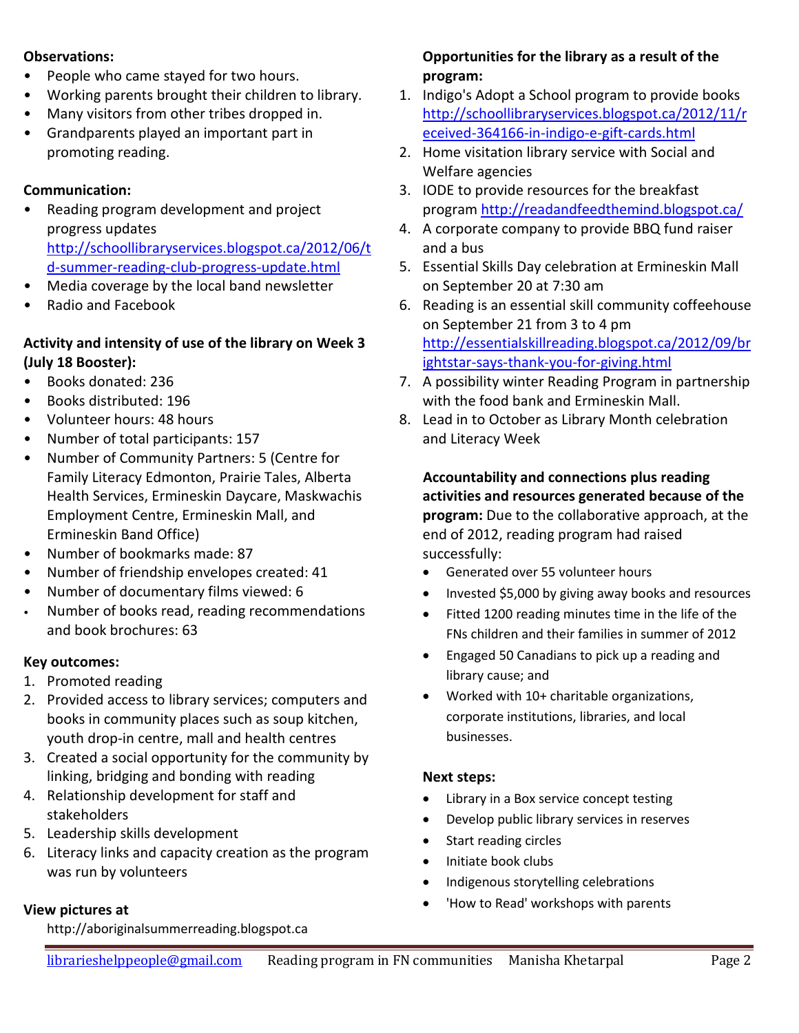**Observations:**

- People who came stayed for two hours.
- Working parents brought their children to library.
- Many visitors from other tribes dropped in.
- Grandparents played an important part in promoting reading.

**Communication:**

- Reading program development and project progress updates http://schoollibraryservices.blogspot.ca/2012/06/td-summer-reading-club-progress-update.html
- Media coverage by the local band newsletter
- Radio and Facebook

**Activity and intensity of use of the library on Week 3 (July 18 Booster):**

- Books donated: 236
- Books distributed: 196
- Volunteer hours: 48 hours
- Number of total participants: 157
- Number of Community Partners: 5 (Centre for Family Literacy Edmonton, Prairie Tales, Alberta Health Services, Ermineskin Daycare, Maskwachis Employment Centre, Ermineskin Mall, and Ermineskin Band Office)
- Number of bookmarks made: 87
- Number of friendship envelopes created: 41
- Number of documentary films viewed: 6
- Number of books read, reading recommendations and book brochures: 63

**Key outcomes:**

1. Promoted reading
2. Provided access to library services; computers and books in community places such as soup kitchen, youth drop-in centre, mall and health centres
3. Created a social opportunity for the community by linking, bridging and bonding with reading
4. Relationship development for staff and stakeholders
5. Leadership skills development
6. Literacy links and capacity creation as the program was run by volunteers

**View pictures at**

http://aboriginalsummerreading.blogspot.ca

**Opportunities for the library as a result of the program:**

1. Indigo's Adopt a School program to provide books http://schoollibraryservices.blogspot.ca/2012/11/received-364166-in-indigo-e-gift-cards.html
2. Home visitation library service with Social and Welfare agencies
3. IODE to provide resources for the breakfast program http://readandfeedthemind.blogspot.ca/
4. A corporate company to provide BBQ fund raiser and a bus
5. Essential Skills Day celebration at Ermineskin Mall on September 20 at 7:30 am
6. Reading is an essential skill community coffeehouse on September 21 from 3 to 4 pm http://essentialskillreading.blogspot.ca/2012/09/brightstar-says-thank-you-for-giving.html
7. A possibility winter Reading Program in partnership with the food bank and Ermineskin Mall.
8. Lead in to October as Library Month celebration and Literacy Week

**Accountability and connections plus reading activities and resources generated because of the program:** Due to the collaborative approach, at the end of 2012, reading program had raised successfully:

- Generated over 55 volunteer hours
- Invested $5,000 by giving away books and resources
- Fitted 1200 reading minutes time in the life of the FNs children and their families in summer of 2012
- Engaged 50 Canadians to pick up a reading and library cause; and
- Worked with 10+ charitable organizations, corporate institutions, libraries, and local businesses.

**Next steps:**

- Library in a Box service concept testing
- Develop public library services in reserves
- Start reading circles
- Initiate book clubs
- Indigenous storytelling celebrations
- 'How to Read' workshops with parents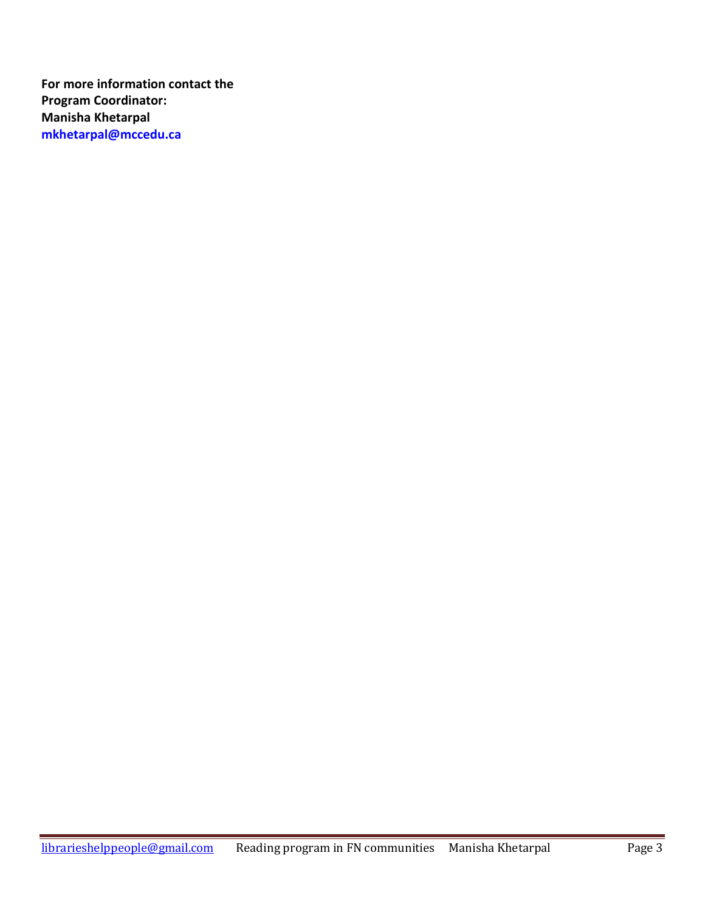**For more information contact the Program Coordinator:**
**Manisha Khetarpal**
**mkhetarpal@mccedu.ca**